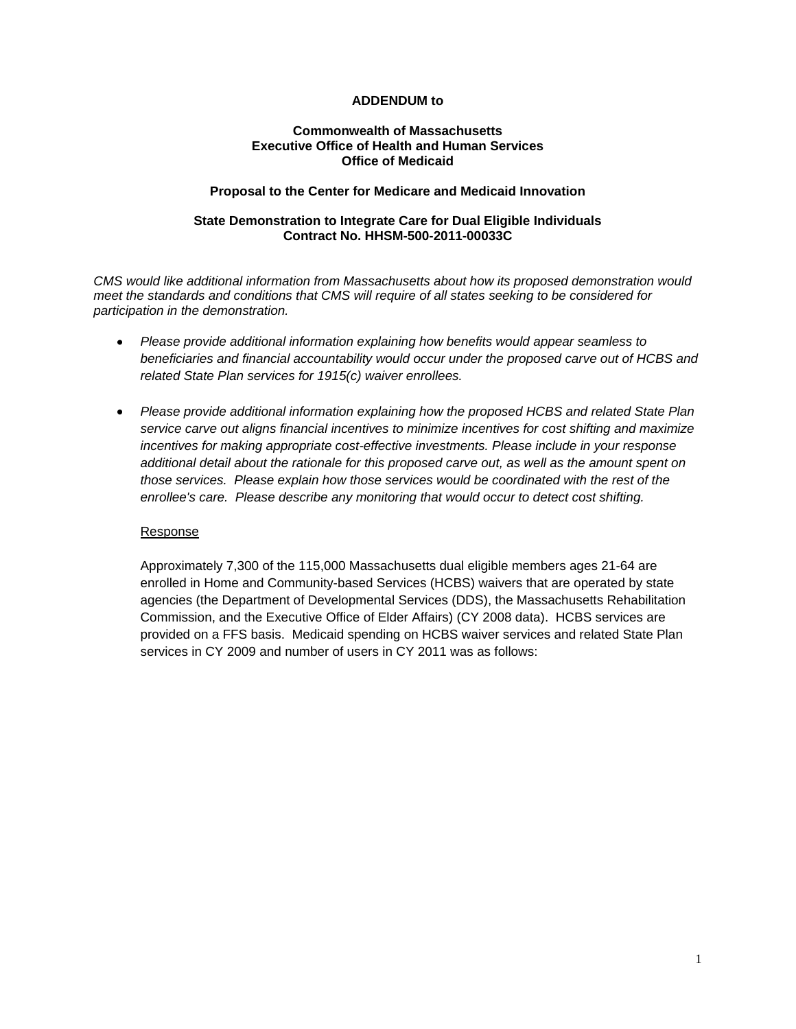**ADDENDUM to**

**Commonwealth of Massachusetts**
**Executive Office of Health and Human Services**
**Office of Medicaid**

**Proposal to the Center for Medicare and Medicaid Innovation**

**State Demonstration to Integrate Care for Dual Eligible Individuals**
**Contract No. HHSM-500-2011-00033C**

*CMS would like additional information from Massachusetts about how its proposed demonstration would meet the standards and conditions that CMS will require of all states seeking to be considered for participation in the demonstration.*

- *Please provide additional information explaining how benefits would appear seamless to beneficiaries and financial accountability would occur under the proposed carve out of HCBS and related State Plan services for 1915(c) waiver enrollees.*

- *Please provide additional information explaining how the proposed HCBS and related State Plan service carve out aligns financial incentives to minimize incentives for cost shifting and maximize incentives for making appropriate cost-effective investments. Please include in your response additional detail about the rationale for this proposed carve out, as well as the amount spent on those services. Please explain how those services would be coordinated with the rest of the enrollee's care. Please describe any monitoring that would occur to detect cost shifting.*

  <u>Response</u>

  Approximately 7,300 of the 115,000 Massachusetts dual eligible members ages 21-64 are enrolled in Home and Community-based Services (HCBS) waivers that are operated by state agencies (the Department of Developmental Services (DDS), the Massachusetts Rehabilitation Commission, and the Executive Office of Elder Affairs) (CY 2008 data). HCBS services are provided on a FFS basis. Medicaid spending on HCBS waiver services and related State Plan services in CY 2009 and number of users in CY 2011 was as follows: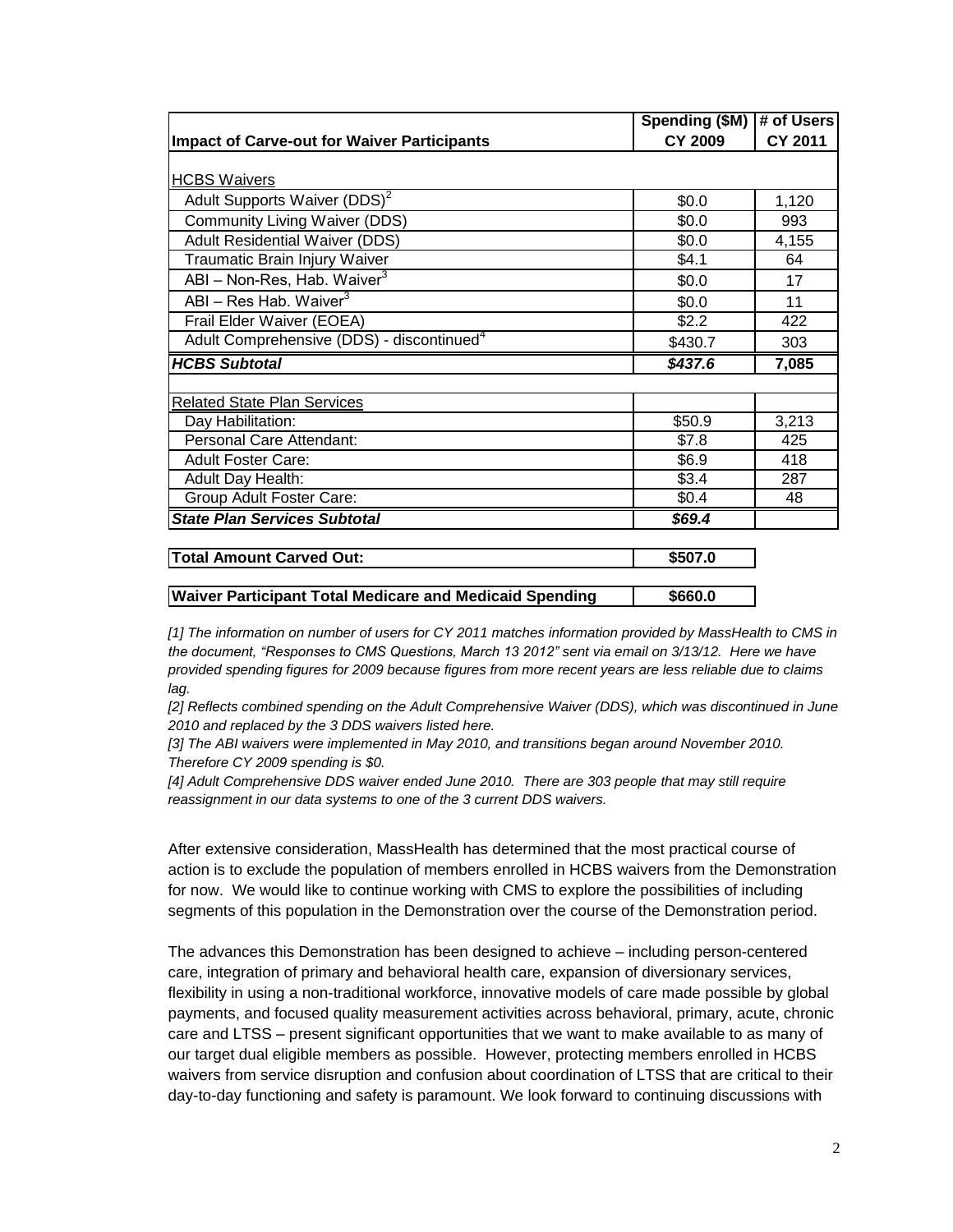| Impact of Carve-out for Waiver Participants | Spending ($M) CY 2009 | # of Users CY 2011 |
|---|---|---|
| HCBS Waivers | | |
| Adult Supports Waiver (DDS)[2] | $0.0 | 1,120 |
| Community Living Waiver (DDS) | $0.0 | 993 |
| Adult Residential Waiver (DDS) | $0.0 | 4,155 |
| Traumatic Brain Injury Waiver | $4.1 | 64 |
| ABI – Non-Res, Hab. Waiver[3] | $0.0 | 17 |
| ABI – Res Hab. Waiver[3] | $0.0 | 11 |
| Frail Elder Waiver (EOEA) | $2.2 | 422 |
| Adult Comprehensive (DDS) - discontinued[4] | $430.7 | 303 |
| ***HCBS Subtotal*** | ***$437.6*** | **7,085** |
| Related State Plan Services | | |
| Day Habilitation: | $50.9 | 3,213 |
| Personal Care Attendant: | $7.8 | 425 |
| Adult Foster Care: | $6.9 | 418 |
| Adult Day Health: | $3.4 | 287 |
| Group Adult Foster Care: | $0.4 | 48 |
| ***State Plan Services Subtotal*** | ***$69.4*** | |
| **Total Amount Carved Out:** | **$507.0** | |
| **Waiver Participant Total Medicare and Medicaid Spending** | **$660.0** | |

*[1] The information on number of users for CY 2011 matches information provided by MassHealth to CMS in the document, "Responses to CMS Questions, March 13 2012" sent via email on 3/13/12. Here we have provided spending figures for 2009 because figures from more recent years are less reliable due to claims lag.*

*[2] Reflects combined spending on the Adult Comprehensive Waiver (DDS), which was discontinued in June 2010 and replaced by the 3 DDS waivers listed here.*

*[3] The ABI waivers were implemented in May 2010, and transitions began around November 2010. Therefore CY 2009 spending is $0.*

*[4] Adult Comprehensive DDS waiver ended June 2010. There are 303 people that may still require reassignment in our data systems to one of the 3 current DDS waivers.*

After extensive consideration, MassHealth has determined that the most practical course of action is to exclude the population of members enrolled in HCBS waivers from the Demonstration for now. We would like to continue working with CMS to explore the possibilities of including segments of this population in the Demonstration over the course of the Demonstration period.

The advances this Demonstration has been designed to achieve – including person-centered care, integration of primary and behavioral health care, expansion of diversionary services, flexibility in using a non-traditional workforce, innovative models of care made possible by global payments, and focused quality measurement activities across behavioral, primary, acute, chronic care and LTSS – present significant opportunities that we want to make available to as many of our target dual eligible members as possible. However, protecting members enrolled in HCBS waivers from service disruption and confusion about coordination of LTSS that are critical to their day-to-day functioning and safety is paramount. We look forward to continuing discussions with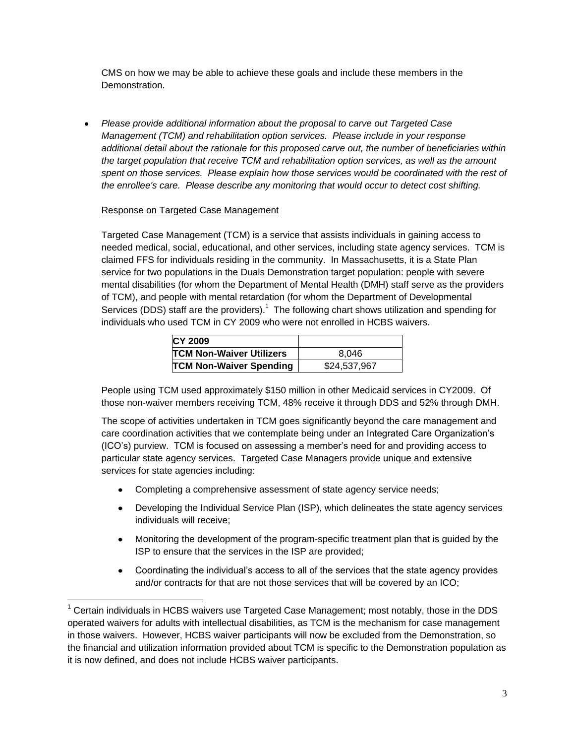CMS on how we may be able to achieve these goals and include these members in the Demonstration.

- *Please provide additional information about the proposal to carve out Targeted Case Management (TCM) and rehabilitation option services. Please include in your response additional detail about the rationale for this proposed carve out, the number of beneficiaries within the target population that receive TCM and rehabilitation option services, as well as the amount spent on those services. Please explain how those services would be coordinated with the rest of the enrollee's care. Please describe any monitoring that would occur to detect cost shifting.*

Response on Targeted Case Management

Targeted Case Management (TCM) is a service that assists individuals in gaining access to needed medical, social, educational, and other services, including state agency services. TCM is claimed FFS for individuals residing in the community. In Massachusetts, it is a State Plan service for two populations in the Duals Demonstration target population: people with severe mental disabilities (for whom the Department of Mental Health (DMH) staff serve as the providers of TCM), and people with mental retardation (for whom the Department of Developmental Services (DDS) staff are the providers).[1] The following chart shows utilization and spending for individuals who used TCM in CY 2009 who were not enrolled in HCBS waivers.

| **CY 2009** | |
|---|---|
| **TCM Non-Waiver Utilizers** | 8,046 |
| **TCM Non-Waiver Spending** | $24,537,967 |

People using TCM used approximately $150 million in other Medicaid services in CY2009. Of those non-waiver members receiving TCM, 48% receive it through DDS and 52% through DMH.

The scope of activities undertaken in TCM goes significantly beyond the care management and care coordination activities that we contemplate being under an Integrated Care Organization's (ICO's) purview. TCM is focused on assessing a member's need for and providing access to particular state agency services. Targeted Case Managers provide unique and extensive services for state agencies including:

- Completing a comprehensive assessment of state agency service needs;
- Developing the Individual Service Plan (ISP), which delineates the state agency services individuals will receive;
- Monitoring the development of the program-specific treatment plan that is guided by the ISP to ensure that the services in the ISP are provided;
- Coordinating the individual's access to all of the services that the state agency provides and/or contracts for that are not those services that will be covered by an ICO;

[1] Certain individuals in HCBS waivers use Targeted Case Management; most notably, those in the DDS operated waivers for adults with intellectual disabilities, as TCM is the mechanism for case management in those waivers. However, HCBS waiver participants will now be excluded from the Demonstration, so the financial and utilization information provided about TCM is specific to the Demonstration population as it is now defined, and does not include HCBS waiver participants.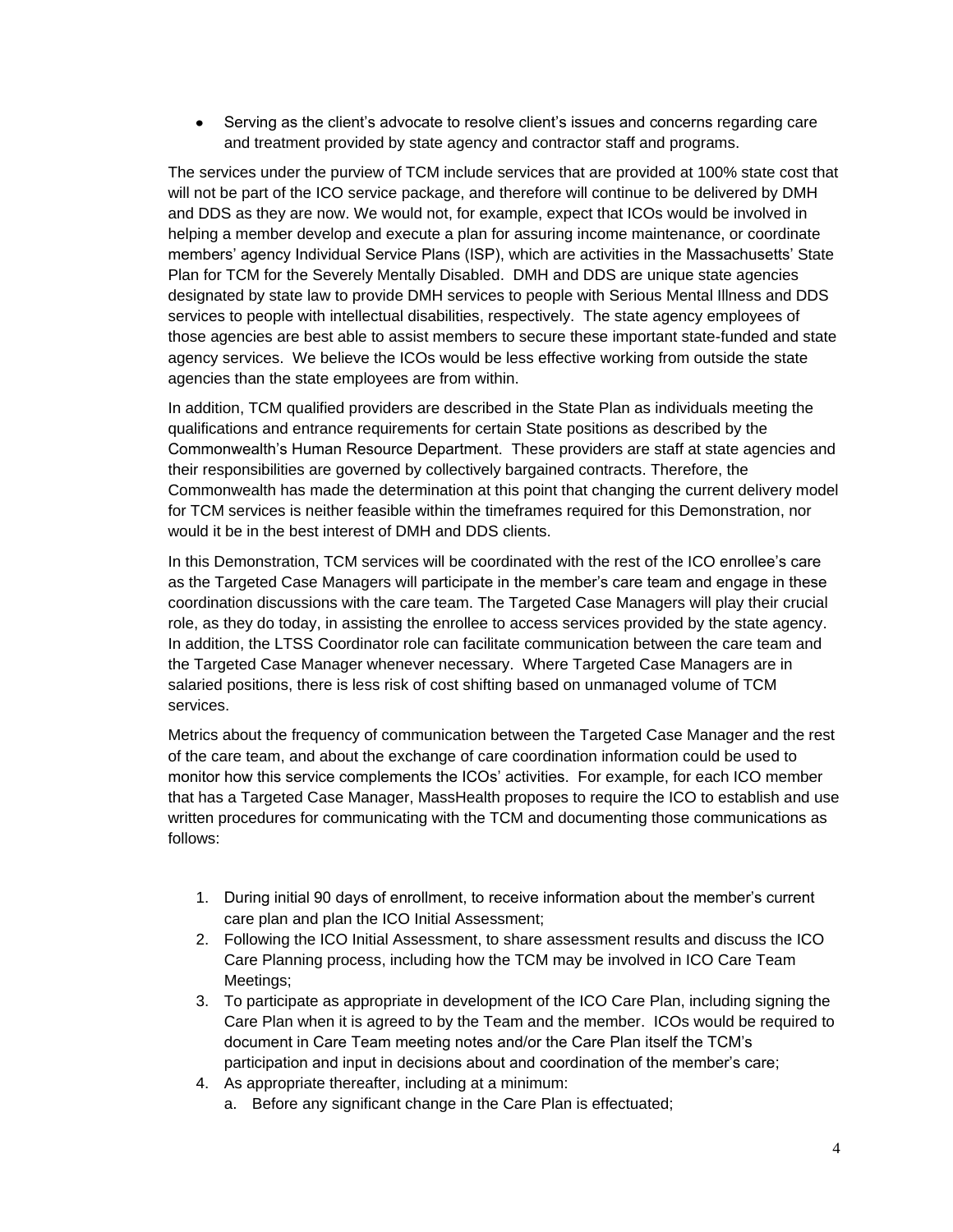- Serving as the client's advocate to resolve client's issues and concerns regarding care and treatment provided by state agency and contractor staff and programs.

The services under the purview of TCM include services that are provided at 100% state cost that will not be part of the ICO service package, and therefore will continue to be delivered by DMH and DDS as they are now. We would not, for example, expect that ICOs would be involved in helping a member develop and execute a plan for assuring income maintenance, or coordinate members' agency Individual Service Plans (ISP), which are activities in the Massachusetts' State Plan for TCM for the Severely Mentally Disabled. DMH and DDS are unique state agencies designated by state law to provide DMH services to people with Serious Mental Illness and DDS services to people with intellectual disabilities, respectively. The state agency employees of those agencies are best able to assist members to secure these important state-funded and state agency services. We believe the ICOs would be less effective working from outside the state agencies than the state employees are from within.

In addition, TCM qualified providers are described in the State Plan as individuals meeting the qualifications and entrance requirements for certain State positions as described by the Commonwealth's Human Resource Department. These providers are staff at state agencies and their responsibilities are governed by collectively bargained contracts. Therefore, the Commonwealth has made the determination at this point that changing the current delivery model for TCM services is neither feasible within the timeframes required for this Demonstration, nor would it be in the best interest of DMH and DDS clients.

In this Demonstration, TCM services will be coordinated with the rest of the ICO enrollee's care as the Targeted Case Managers will participate in the member's care team and engage in these coordination discussions with the care team. The Targeted Case Managers will play their crucial role, as they do today, in assisting the enrollee to access services provided by the state agency. In addition, the LTSS Coordinator role can facilitate communication between the care team and the Targeted Case Manager whenever necessary. Where Targeted Case Managers are in salaried positions, there is less risk of cost shifting based on unmanaged volume of TCM services.

Metrics about the frequency of communication between the Targeted Case Manager and the rest of the care team, and about the exchange of care coordination information could be used to monitor how this service complements the ICOs' activities. For example, for each ICO member that has a Targeted Case Manager, MassHealth proposes to require the ICO to establish and use written procedures for communicating with the TCM and documenting those communications as follows:

1. During initial 90 days of enrollment, to receive information about the member's current care plan and plan the ICO Initial Assessment;
2. Following the ICO Initial Assessment, to share assessment results and discuss the ICO Care Planning process, including how the TCM may be involved in ICO Care Team Meetings;
3. To participate as appropriate in development of the ICO Care Plan, including signing the Care Plan when it is agreed to by the Team and the member. ICOs would be required to document in Care Team meeting notes and/or the Care Plan itself the TCM's participation and input in decisions about and coordination of the member's care;
4. As appropriate thereafter, including at a minimum:
   a. Before any significant change in the Care Plan is effectuated;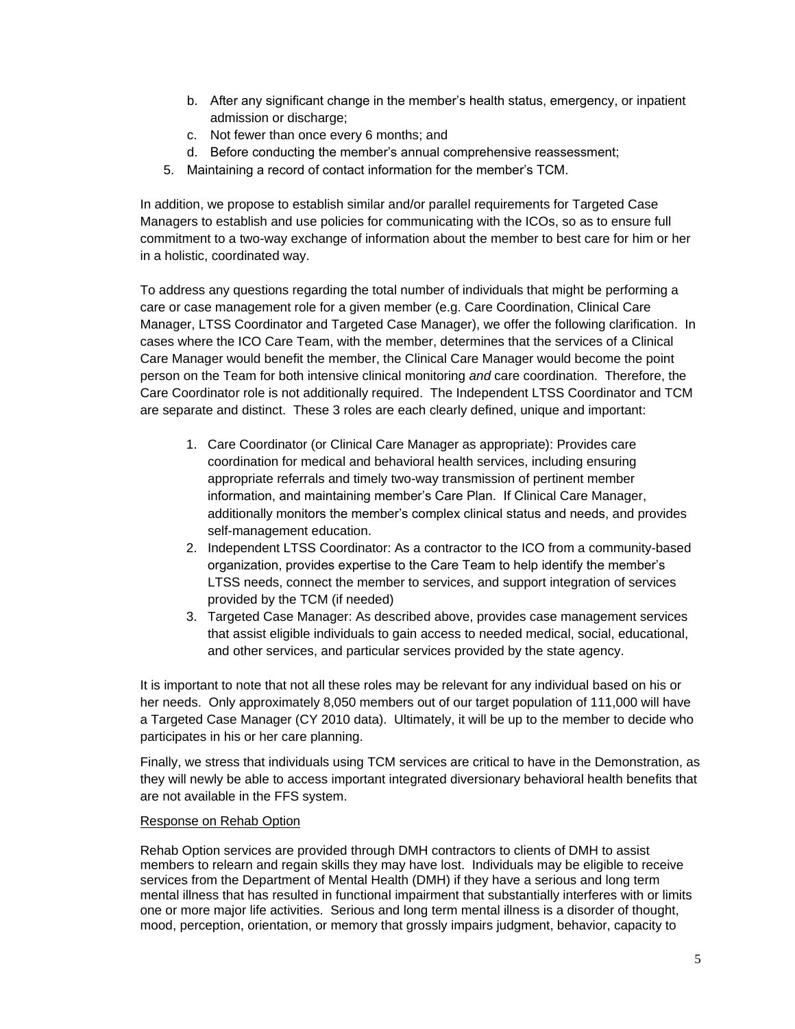b. After any significant change in the member's health status, emergency, or inpatient admission or discharge;
   c. Not fewer than once every 6 months; and
   d. Before conducting the member's annual comprehensive reassessment;
5. Maintaining a record of contact information for the member's TCM.

In addition, we propose to establish similar and/or parallel requirements for Targeted Case Managers to establish and use policies for communicating with the ICOs, so as to ensure full commitment to a two-way exchange of information about the member to best care for him or her in a holistic, coordinated way.

To address any questions regarding the total number of individuals that might be performing a care or case management role for a given member (e.g. Care Coordination, Clinical Care Manager, LTSS Coordinator and Targeted Case Manager), we offer the following clarification. In cases where the ICO Care Team, with the member, determines that the services of a Clinical Care Manager would benefit the member, the Clinical Care Manager would become the point person on the Team for both intensive clinical monitoring *and* care coordination. Therefore, the Care Coordinator role is not additionally required. The Independent LTSS Coordinator and TCM are separate and distinct. These 3 roles are each clearly defined, unique and important:

1. Care Coordinator (or Clinical Care Manager as appropriate): Provides care coordination for medical and behavioral health services, including ensuring appropriate referrals and timely two-way transmission of pertinent member information, and maintaining member's Care Plan. If Clinical Care Manager, additionally monitors the member's complex clinical status and needs, and provides self-management education.
2. Independent LTSS Coordinator: As a contractor to the ICO from a community-based organization, provides expertise to the Care Team to help identify the member's LTSS needs, connect the member to services, and support integration of services provided by the TCM (if needed)
3. Targeted Case Manager: As described above, provides case management services that assist eligible individuals to gain access to needed medical, social, educational, and other services, and particular services provided by the state agency.

It is important to note that not all these roles may be relevant for any individual based on his or her needs. Only approximately 8,050 members out of our target population of 111,000 will have a Targeted Case Manager (CY 2010 data). Ultimately, it will be up to the member to decide who participates in his or her care planning.

Finally, we stress that individuals using TCM services are critical to have in the Demonstration, as they will newly be able to access important integrated diversionary behavioral health benefits that are not available in the FFS system.

Response on Rehab Option

Rehab Option services are provided through DMH contractors to clients of DMH to assist members to relearn and regain skills they may have lost. Individuals may be eligible to receive services from the Department of Mental Health (DMH) if they have a serious and long term mental illness that has resulted in functional impairment that substantially interferes with or limits one or more major life activities. Serious and long term mental illness is a disorder of thought, mood, perception, orientation, or memory that grossly impairs judgment, behavior, capacity to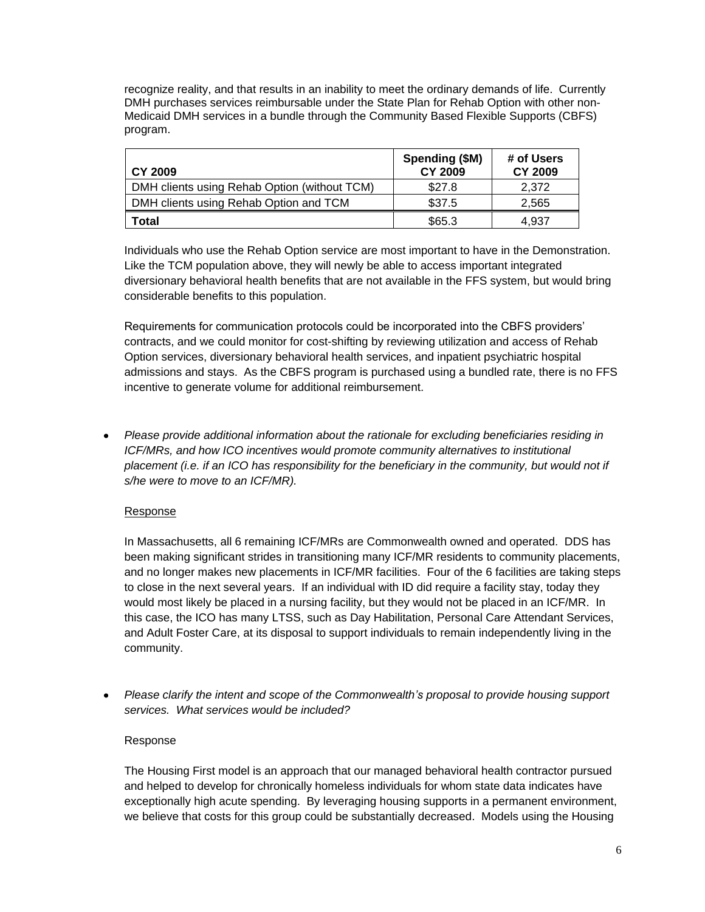recognize reality, and that results in an inability to meet the ordinary demands of life. Currently DMH purchases services reimbursable under the State Plan for Rehab Option with other non-Medicaid DMH services in a bundle through the Community Based Flexible Supports (CBFS) program.

| CY 2009 | Spending ($M) CY 2009 | # of Users CY 2009 |
|---|---|---|
| DMH clients using Rehab Option (without TCM) | $27.8 | 2,372 |
| DMH clients using Rehab Option and TCM | $37.5 | 2,565 |
| **Total** | $65.3 | 4,937 |

Individuals who use the Rehab Option service are most important to have in the Demonstration. Like the TCM population above, they will newly be able to access important integrated diversionary behavioral health benefits that are not available in the FFS system, but would bring considerable benefits to this population.

Requirements for communication protocols could be incorporated into the CBFS providers' contracts, and we could monitor for cost-shifting by reviewing utilization and access of Rehab Option services, diversionary behavioral health services, and inpatient psychiatric hospital admissions and stays. As the CBFS program is purchased using a bundled rate, there is no FFS incentive to generate volume for additional reimbursement.

- *Please provide additional information about the rationale for excluding beneficiaries residing in ICF/MRs, and how ICO incentives would promote community alternatives to institutional placement (i.e. if an ICO has responsibility for the beneficiary in the community, but would not if s/he were to move to an ICF/MR).*

<u>Response</u>

In Massachusetts, all 6 remaining ICF/MRs are Commonwealth owned and operated. DDS has been making significant strides in transitioning many ICF/MR residents to community placements, and no longer makes new placements in ICF/MR facilities. Four of the 6 facilities are taking steps to close in the next several years. If an individual with ID did require a facility stay, today they would most likely be placed in a nursing facility, but they would not be placed in an ICF/MR. In this case, the ICO has many LTSS, such as Day Habilitation, Personal Care Attendant Services, and Adult Foster Care, at its disposal to support individuals to remain independently living in the community.

- *Please clarify the intent and scope of the Commonwealth's proposal to provide housing support services. What services would be included?*

Response

The Housing First model is an approach that our managed behavioral health contractor pursued and helped to develop for chronically homeless individuals for whom state data indicates have exceptionally high acute spending. By leveraging housing supports in a permanent environment, we believe that costs for this group could be substantially decreased. Models using the Housing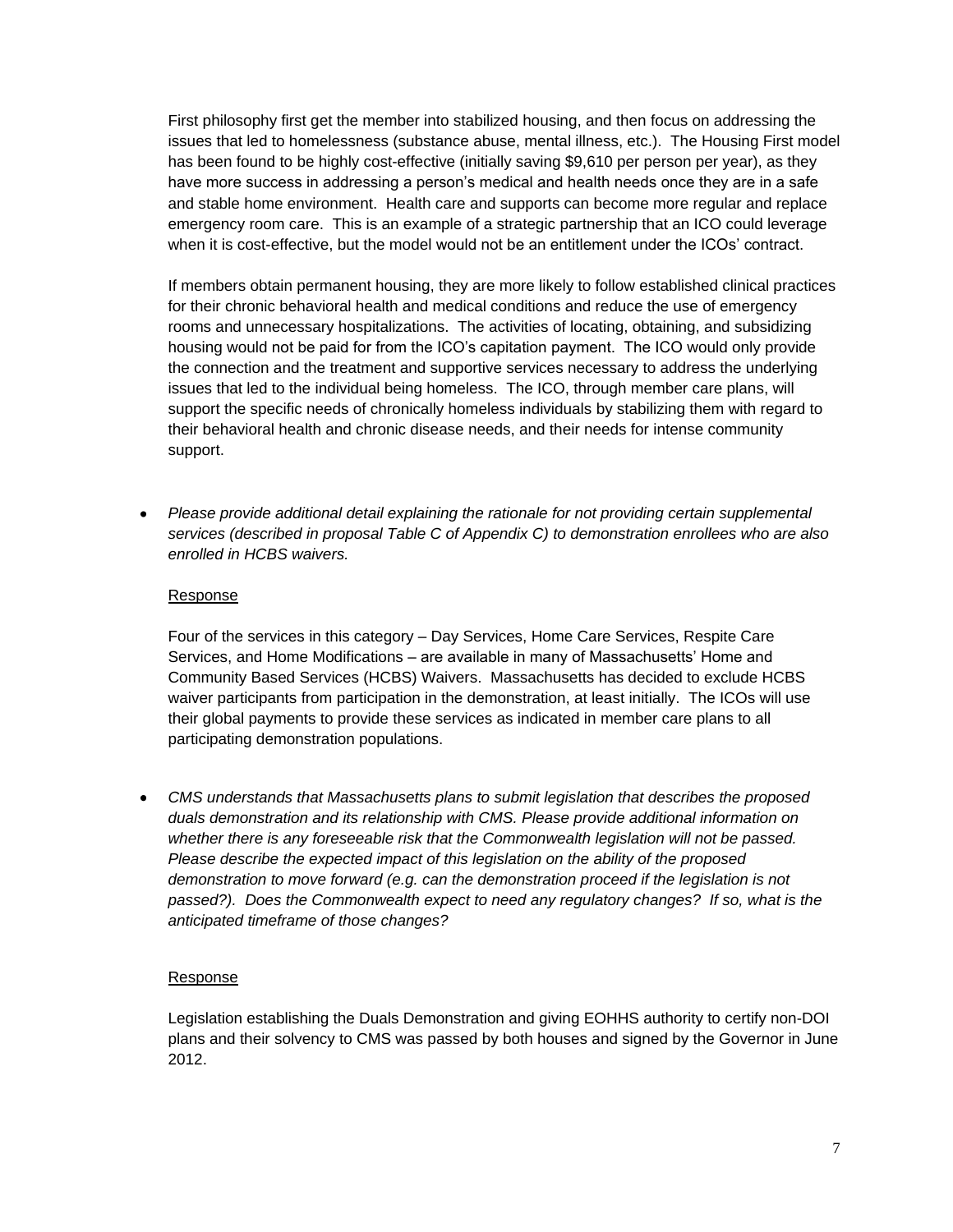First philosophy first get the member into stabilized housing, and then focus on addressing the issues that led to homelessness (substance abuse, mental illness, etc.). The Housing First model has been found to be highly cost-effective (initially saving $9,610 per person per year), as they have more success in addressing a person's medical and health needs once they are in a safe and stable home environment. Health care and supports can become more regular and replace emergency room care. This is an example of a strategic partnership that an ICO could leverage when it is cost-effective, but the model would not be an entitlement under the ICOs' contract.

If members obtain permanent housing, they are more likely to follow established clinical practices for their chronic behavioral health and medical conditions and reduce the use of emergency rooms and unnecessary hospitalizations. The activities of locating, obtaining, and subsidizing housing would not be paid for from the ICO's capitation payment. The ICO would only provide the connection and the treatment and supportive services necessary to address the underlying issues that led to the individual being homeless. The ICO, through member care plans, will support the specific needs of chronically homeless individuals by stabilizing them with regard to their behavioral health and chronic disease needs, and their needs for intense community support.

- *Please provide additional detail explaining the rationale for not providing certain supplemental services (described in proposal Table C of Appendix C) to demonstration enrollees who are also enrolled in HCBS waivers.*

  Response

  Four of the services in this category – Day Services, Home Care Services, Respite Care Services, and Home Modifications – are available in many of Massachusetts' Home and Community Based Services (HCBS) Waivers. Massachusetts has decided to exclude HCBS waiver participants from participation in the demonstration, at least initially. The ICOs will use their global payments to provide these services as indicated in member care plans to all participating demonstration populations.

- *CMS understands that Massachusetts plans to submit legislation that describes the proposed duals demonstration and its relationship with CMS. Please provide additional information on whether there is any foreseeable risk that the Commonwealth legislation will not be passed. Please describe the expected impact of this legislation on the ability of the proposed demonstration to move forward (e.g. can the demonstration proceed if the legislation is not passed?). Does the Commonwealth expect to need any regulatory changes? If so, what is the anticipated timeframe of those changes?*

  Response

  Legislation establishing the Duals Demonstration and giving EOHHS authority to certify non-DOI plans and their solvency to CMS was passed by both houses and signed by the Governor in June 2012.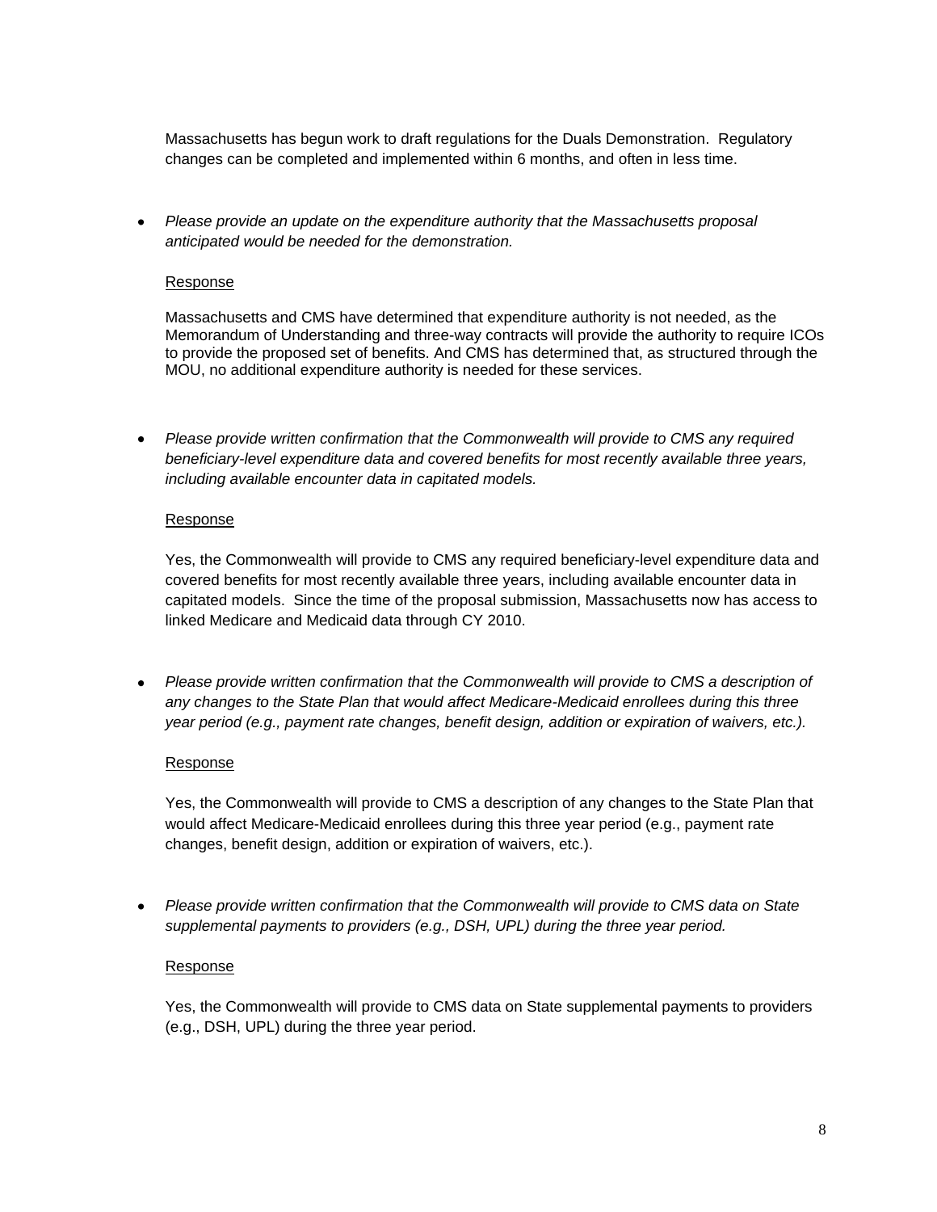Massachusetts has begun work to draft regulations for the Duals Demonstration. Regulatory changes can be completed and implemented within 6 months, and often in less time.

- *Please provide an update on the expenditure authority that the Massachusetts proposal anticipated would be needed for the demonstration.*

  Response

  Massachusetts and CMS have determined that expenditure authority is not needed, as the Memorandum of Understanding and three-way contracts will provide the authority to require ICOs to provide the proposed set of benefits. And CMS has determined that, as structured through the MOU, no additional expenditure authority is needed for these services.

- *Please provide written confirmation that the Commonwealth will provide to CMS any required beneficiary-level expenditure data and covered benefits for most recently available three years, including available encounter data in capitated models.*

  Response

  Yes, the Commonwealth will provide to CMS any required beneficiary-level expenditure data and covered benefits for most recently available three years, including available encounter data in capitated models. Since the time of the proposal submission, Massachusetts now has access to linked Medicare and Medicaid data through CY 2010.

- *Please provide written confirmation that the Commonwealth will provide to CMS a description of any changes to the State Plan that would affect Medicare-Medicaid enrollees during this three year period (e.g., payment rate changes, benefit design, addition or expiration of waivers, etc.).*

  Response

  Yes, the Commonwealth will provide to CMS a description of any changes to the State Plan that would affect Medicare-Medicaid enrollees during this three year period (e.g., payment rate changes, benefit design, addition or expiration of waivers, etc.).

- *Please provide written confirmation that the Commonwealth will provide to CMS data on State supplemental payments to providers (e.g., DSH, UPL) during the three year period.*

  Response

  Yes, the Commonwealth will provide to CMS data on State supplemental payments to providers (e.g., DSH, UPL) during the three year period.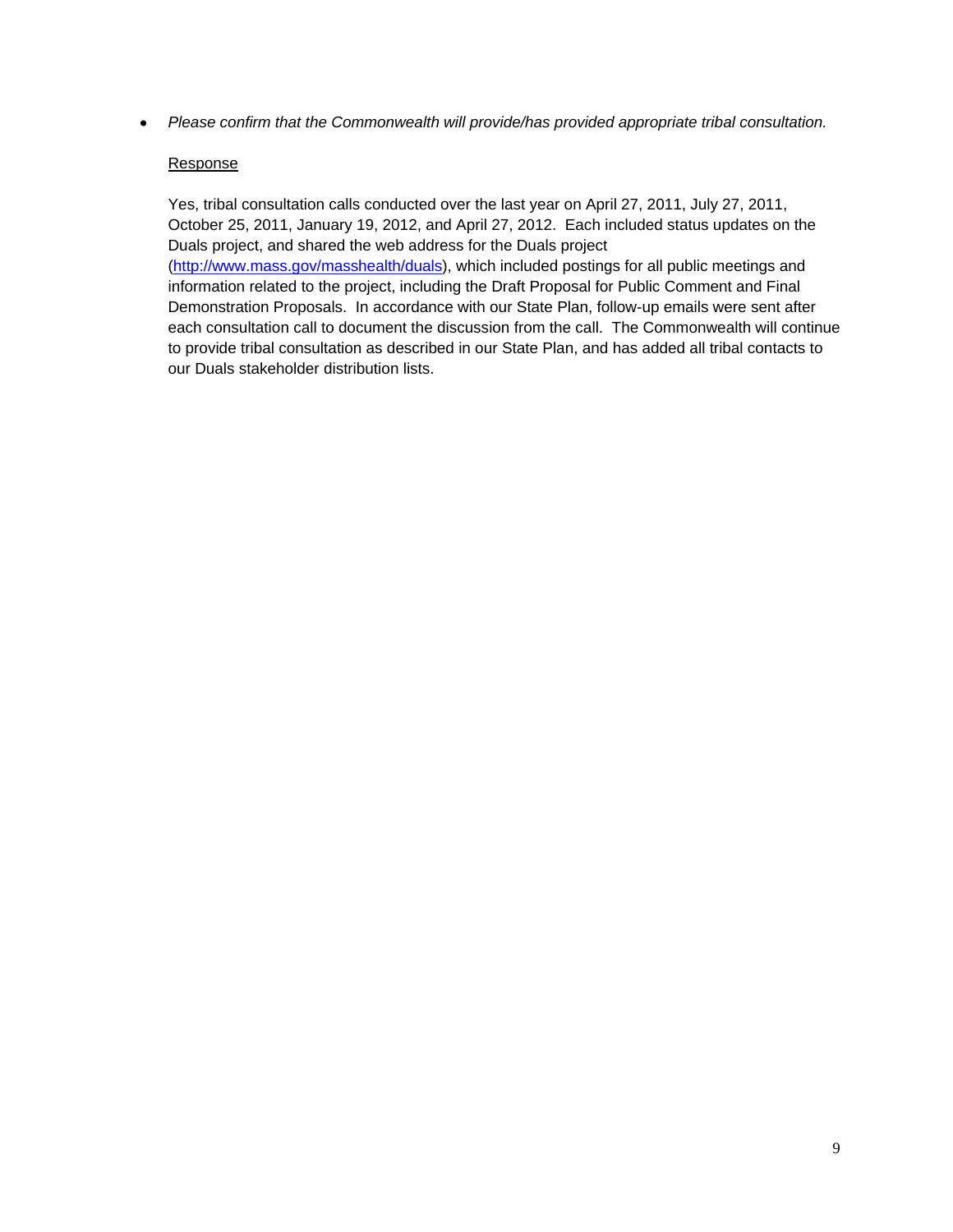- *Please confirm that the Commonwealth will provide/has provided appropriate tribal consultation.*

  Response

  Yes, tribal consultation calls conducted over the last year on April 27, 2011, July 27, 2011, October 25, 2011, January 19, 2012, and April 27, 2012. Each included status updates on the Duals project, and shared the web address for the Duals project (http://www.mass.gov/masshealth/duals), which included postings for all public meetings and information related to the project, including the Draft Proposal for Public Comment and Final Demonstration Proposals. In accordance with our State Plan, follow-up emails were sent after each consultation call to document the discussion from the call. The Commonwealth will continue to provide tribal consultation as described in our State Plan, and has added all tribal contacts to our Duals stakeholder distribution lists.